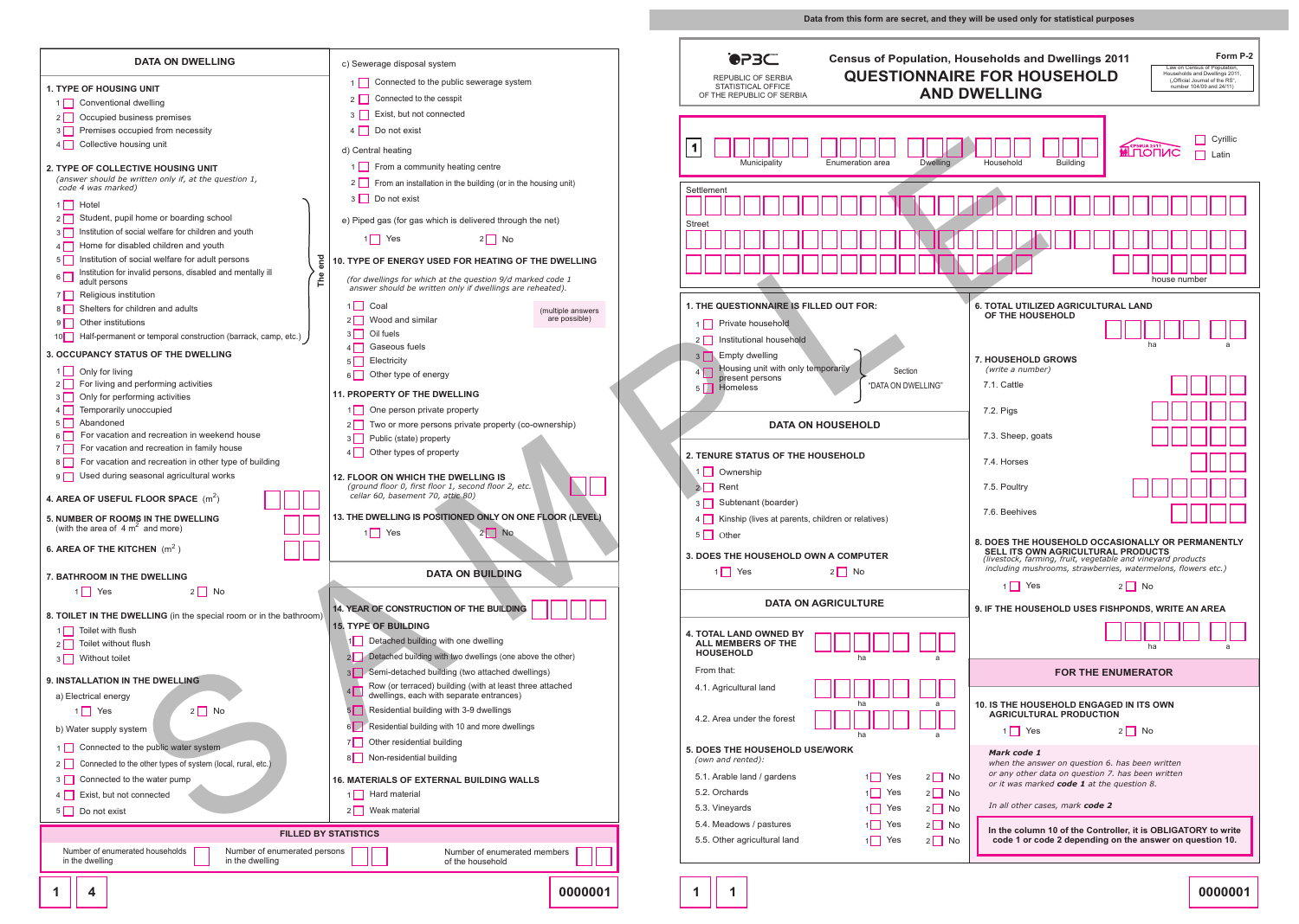Data from this form are secret, and they will be used only for statistical purposes

REPUBLIC OF SERBIA
STATISTICAL OFFICE
OF THE REPUBLIC OF SERBIA

# Census of Population, Households and Dwellings 2011
# QUESTIONNAIRE FOR HOUSEHOLD AND DWELLING

Form P-2

Law on Census of Population, Households and Dwellings 2011, („Official Journal of the RS", number 104/09 and 24/11)

1 | Municipality | Enumeration area | Dwelling | Household | Building

☐ Cyrillic
☐ Latin

Settlement

Street

house number

## 1. THE QUESTIONNAIRE IS FILLED OUT FOR:

1 ☐ Private household
2 ☐ Institutional household
3 ☐ Empty dwelling
4 ☐ Housing unit with only temporarily present persons
5 ☐ Homeless

(3–5: Section "DATA ON DWELLING")

## DATA ON HOUSEHOLD

### 2. TENURE STATUS OF THE HOUSEHOLD

1 ☐ Ownership
2 ☐ Rent
3 ☐ Subtenant (boarder)
4 ☐ Kinship (lives at parents, children or relatives)
5 ☐ Other

### 3. DOES THE HOUSEHOLD OWN A COMPUTER

1 ☐ Yes  2 ☐ No

## DATA ON AGRICULTURE

### 4. TOTAL LAND OWNED BY ALL MEMBERS OF THE HOUSEHOLD

ha | a

From that:

4.1. Agricultural land — ha | a

4.2. Area under the forest — ha | a

### 5. DOES THE HOUSEHOLD USE/WORK *(own and rented)*:

| | | |
|---|---|---|
| 5.1. Arable land / gardens | 1 ☐ Yes | 2 ☐ No |
| 5.2. Orchards | 1 ☐ Yes | 2 ☐ No |
| 5.3. Vineyards | 1 ☐ Yes | 2 ☐ No |
| 5.4. Meadows / pastures | 1 ☐ Yes | 2 ☐ No |
| 5.5. Other agricultural land | 1 ☐ Yes | 2 ☐ No |

### 6. TOTAL UTILIZED AGRICULTURAL LAND OF THE HOUSEHOLD

ha | a

### 7. HOUSEHOLD GROWS *(write a number)*

7.1. Cattle
7.2. Pigs
7.3. Sheep, goats
7.4. Horses
7.5. Poultry
7.6. Beehives

### 8. DOES THE HOUSEHOLD OCCASIONALLY OR PERMANENTLY SELL ITS OWN AGRICULTURAL PRODUCTS

*(livestock, farming, fruit, vegetable and vineyard products including mushrooms, strawberries, watermelons, flowers etc.)*

1 ☐ Yes  2 ☐ No

### 9. IF THE HOUSEHOLD USES FISHPONDS, WRITE AN AREA

ha | a

## FOR THE ENUMERATOR

### 10. IS THE HOUSEHOLD ENGAGED IN ITS OWN AGRICULTURAL PRODUCTION

1 ☐ Yes  2 ☐ No

***Mark code 1*** *when the answer on question 6. has been written or any other data on question 7. has been written or it was marked **code 1** at the question 8.*

*In all other cases, mark **code 2***

**In the column 10 of the Controller, it is OBLIGATORY to write code 1 or code 2 depending on the answer on question 10.**

1 | 1 | 0000001

## DATA ON DWELLING

### 1. TYPE OF HOUSING UNIT

1 ☐ Conventional dwelling
2 ☐ Occupied business premises
3 ☐ Premises occupied from necessity
4 ☐ Collective housing unit

### 2. TYPE OF COLLECTIVE HOUSING UNIT

*(answer should be written only if, at the question 1, code 4 was marked)*

1 ☐ Hotel
2 ☐ Student, pupil home or boarding school
3 ☐ Institution of social welfare for children and youth
4 ☐ Home for disabled children and youth
5 ☐ Institution of social welfare for adult persons
6 ☐ Institution for invalid persons, disabled and mentally ill adult persons
7 ☐ Religious institution
8 ☐ Shelters for children and adults
9 ☐ Other institutions
10 ☐ Half-permanent or temporal construction (barrack, camp, etc.)

(The end)

### 3. OCCUPANCY STATUS OF THE DWELLING

1 ☐ Only for living
2 ☐ For living and performing activities
3 ☐ Only for performing activities
4 ☐ Temporarily unoccupied
5 ☐ Abandoned
6 ☐ For vacation and recreation in weekend house
7 ☐ For vacation and recreation in family house
8 ☐ For vacation and recreation in other type of building
9 ☐ Used during seasonal agricultural works

### 4. AREA OF USEFUL FLOOR SPACE ($m^2$)

### 5. NUMBER OF ROOMS IN THE DWELLING (with the area of 4 $m^2$ and more)

### 6. AREA OF THE KITCHEN ($m^2$)

### 7. BATHROOM IN THE DWELLING

1 ☐ Yes  2 ☐ No

### 8. TOILET IN THE DWELLING (in the special room or in the bathroom)

1 ☐ Toilet with flush
2 ☐ Toilet without flush
3 ☐ Without toilet

### 9. INSTALLATION IN THE DWELLING

a) Electrical energy

1 ☐ Yes  2 ☐ No

b) Water supply system

1 ☐ Connected to the public water system
2 ☐ Connected to the other types of system (local, rural, etc.)
3 ☐ Connected to the water pump
4 ☐ Exist, but not connected
5 ☐ Do not exist

c) Sewerage disposal system

1 ☐ Connected to the public sewerage system
2 ☐ Connected to the cesspit
3 ☐ Exist, but not connected
4 ☐ Do not exist

d) Central heating

1 ☐ From a community heating centre
2 ☐ From an installation in the building (or in the housing unit)
3 ☐ Do not exist

e) Piped gas (for gas which is delivered through the net)

1 ☐ Yes  2 ☐ No

### 10. TYPE OF ENERGY USED FOR HEATING OF THE DWELLING

*(for dwellings for which at the question 9/d marked code 1 answer should be written only if dwellings are reheated).*

(multiple answers are possible)

1 ☐ Coal
2 ☐ Wood and similar
3 ☐ Oil fuels
4 ☐ Gaseous fuels
5 ☐ Electricity
6 ☐ Other type of energy

### 11. PROPERTY OF THE DWELLING

1 ☐ One person private property
2 ☐ Two or more persons private property (co-ownership)
3 ☐ Public (state) property
4 ☐ Other types of property

### 12. FLOOR ON WHICH THE DWELLING IS

*(ground floor 0, first floor 1, second floor 2, etc. cellar 60, basement 70, attic 80)*

### 13. THE DWELLING IS POSITIONED ONLY ON ONE FLOOR (LEVEL)

1 ☐ Yes  2 ☐ No

## DATA ON BUILDING

### 14. YEAR OF CONSTRUCTION OF THE BUILDING

### 15. TYPE OF BUILDING

1 ☐ Detached building with one dwelling
2 ☐ Detached building with two dwellings (one above the other)
3 ☐ Semi-detached building (two attached dwellings)
4 ☐ Row (or terraced) building (with at least three attached dwellings, each with separate entrances)
5 ☐ Residential building with 3-9 dwellings
6 ☐ Residential building with 10 and more dwellings
7 ☐ Other residential building
8 ☐ Non-residential building

### 16. MATERIALS OF EXTERNAL BUILDING WALLS

1 ☐ Hard material
2 ☐ Weak material

## FILLED BY STATISTICS

Number of enumerated households in the dwelling | Number of enumerated persons in the dwelling | Number of enumerated members of the household

1 | 4 | 0000001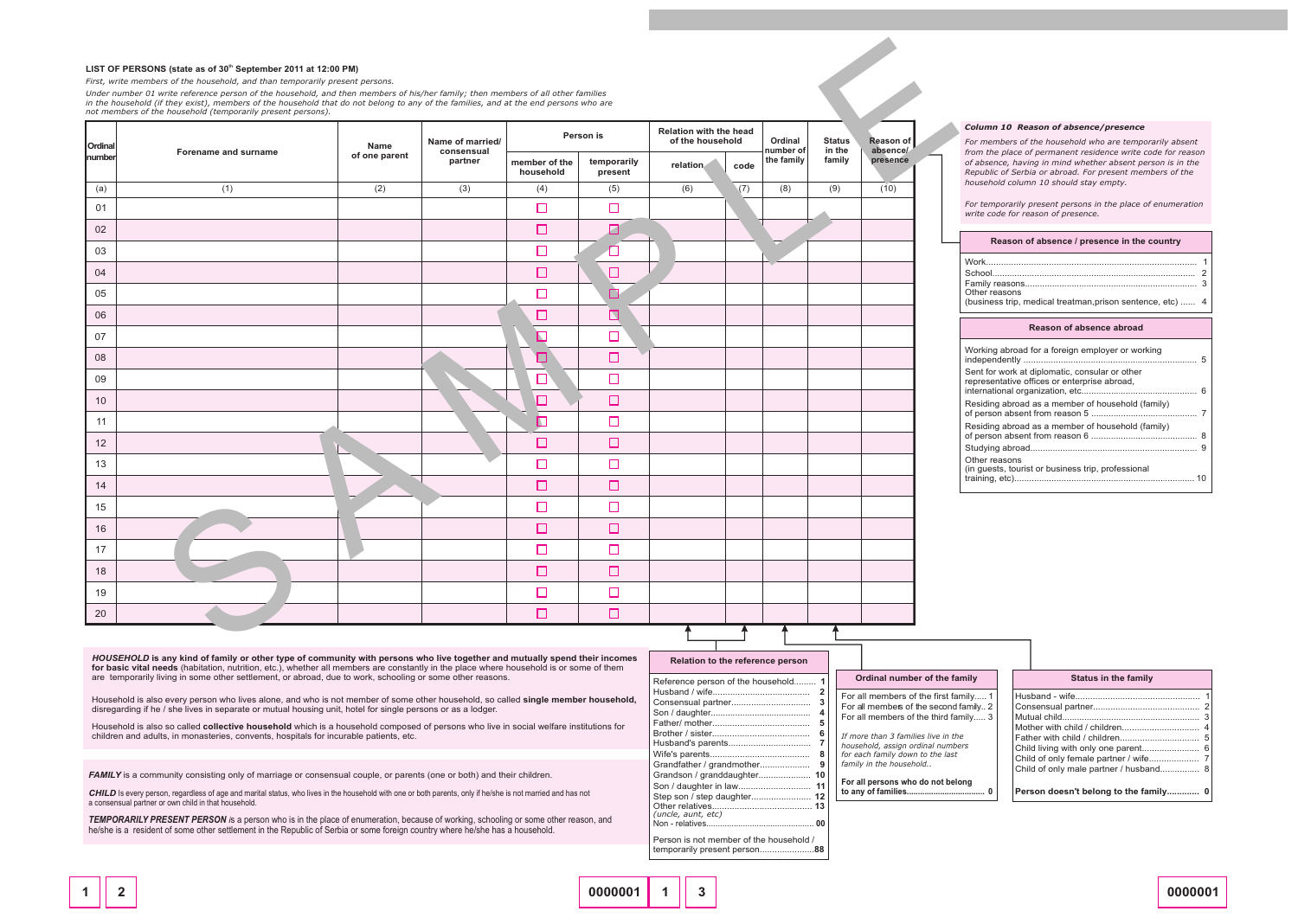**LIST OF PERSONS (state as of 30th September 2011 at 12:00 PM)**

*First, write members of the household, and than temporarily present persons.*

*Under number 01 write reference person of the household, and then members of his/her family; then members of all other families in the household (if they exist), members of the household that do not belong to any of the families, and at the end persons who are not members of the household (temporarily present persons).*

| Ordinal number | Forename and surname | Name of one parent | Name of married/ consensual partner | Person is | | Relation with the head of the household | | Ordinal number of the family | Status in the family | Reason of absence/ presence |
|---|---|---|---|---|---|---|---|---|---|---|
| | | | | member of the household | temporarily present | relation | code | | | |
| (a) | (1) | (2) | (3) | (4) | (5) | (6) | (7) | (8) | (9) | (10) |
| 01 | | | | ☐ | ☐ | | | | | |
| 02 | | | | ☐ | ☐ | | | | | |
| 03 | | | | ☐ | ☐ | | | | | |
| 04 | | | | ☐ | ☐ | | | | | |
| 05 | | | | ☐ | ☐ | | | | | |
| 06 | | | | ☐ | ☐ | | | | | |
| 07 | | | | ☐ | ☐ | | | | | |
| 08 | | | | ☐ | ☐ | | | | | |
| 09 | | | | ☐ | ☐ | | | | | |
| 10 | | | | ☐ | ☐ | | | | | |
| 11 | | | | ☐ | ☐ | | | | | |
| 12 | | | | ☐ | ☐ | | | | | |
| 13 | | | | ☐ | ☐ | | | | | |
| 14 | | | | ☐ | ☐ | | | | | |
| 15 | | | | ☐ | ☐ | | | | | |
| 16 | | | | ☐ | ☐ | | | | | |
| 17 | | | | ☐ | ☐ | | | | | |
| 18 | | | | ☐ | ☐ | | | | | |
| 19 | | | | ☐ | ☐ | | | | | |
| 20 | | | | ☐ | ☐ | | | | | |

SAMPLE

***Column 10 Reason of absence/presence***

*For members of the household who are temporarily absent from the place of permanent residence write code for reason of absence, having in mind whether absent person is in the Republic of Serbia or abroad. For present members of the household column 10 should stay empty.*

*For temporarily present persons in the place of enumeration write code for reason of presence.*

| Reason of absence / presence in the country | |
|---|---|
| Work | 1 |
| School | 2 |
| Family reasons | 3 |
| Other reasons (business trip, medical treatman,prison sentence, etc) | 4 |

| Reason of absence abroad | |
|---|---|
| Working abroad for a foreign employer or working independently | 5 |
| Sent for work at diplomatic, consular or other representative offices or enterprise abroad, international organization, etc. | 6 |
| Residing abroad as a member of household (family) of person absent from reason 5 | 7 |
| Residing abroad as a member of household (family) of person absent from reason 6 | 8 |
| Studying abroad | 9 |
| Other reasons (in guests, tourist or business trip, professional training, etc) | 10 |

***HOUSEHOLD*** **is any kind of family or other type of community with persons who live together and mutually spend their incomes for basic vital needs** (habitation, nutrition, etc.), whether all members are constantly in the place where household is or some of them are temporarily living in some other settlement, or abroad, due to work, schooling or some other reasons.

Household is also every person who lives alone, and who is not member of some other household, so called **single member household,** disregarding if he / she lives in separate or mutual housing unit, hotel for single persons or as a lodger.

Household is also so called **collective household** which is a household composed of persons who live in social welfare institutions for children and adults, in monasteries, convents, hospitals for incurable patients, etc.

***FAMILY*** is a community consisting only of marriage or consensual couple, or parents (one or both) and their children.

***CHILD*** is every person, regardless of age and marital status, who lives in the household with one or both parents, only if he/she is not married and has not a consensual partner or own child in that household.

***TEMPORARILY PRESENT PERSON*** is a person who is in the place of enumeration, because of working, schooling or some other reason, and he/she is a resident of some other settlement in the Republic of Serbia or some foreign country where he/she has a household.

| Relation to the reference person | |
|---|---|
| Reference person of the household | 1 |
| Husband / wife | 2 |
| Consensual partner | 3 |
| Son / daughter | 4 |
| Father/ mother | 5 |
| Brother / sister | 6 |
| Husband's parents | 7 |
| Wife's parents | 8 |
| Grandfather / grandmother | 9 |
| Grandson / granddaughter | 10 |
| Son / daughter in law | 11 |
| Step son / step daughter | 12 |
| Other relatives (uncle, aunt, etc) | 13 |
| Non - relatives | 00 |
| Person is not member of the household / temporarily present person | 88 |

| Ordinal number of the family | |
|---|---|
| For all members of the first family | 1 |
| For all membeis of the second family | 2 |
| For all members of the third family | 3 |
| *If more than 3 families live in the household, assign ordinal numbers for each family down to the last family in the household..* | |
| For all persons who do not belong to any of families | 0 |

| Status in the family | |
|---|---|
| Husband - wife | 1 |
| Consensual partner | 2 |
| Mutual child | 3 |
| Mother with child / children | 4 |
| Father with child / children | 5 |
| Child living with only one parent | 6 |
| Child of only female partner / wife | 7 |
| Child of only male partner / husband | 8 |
| Person doesn't belong to the family | 0 |

1 2

0000001 1 3

0000001